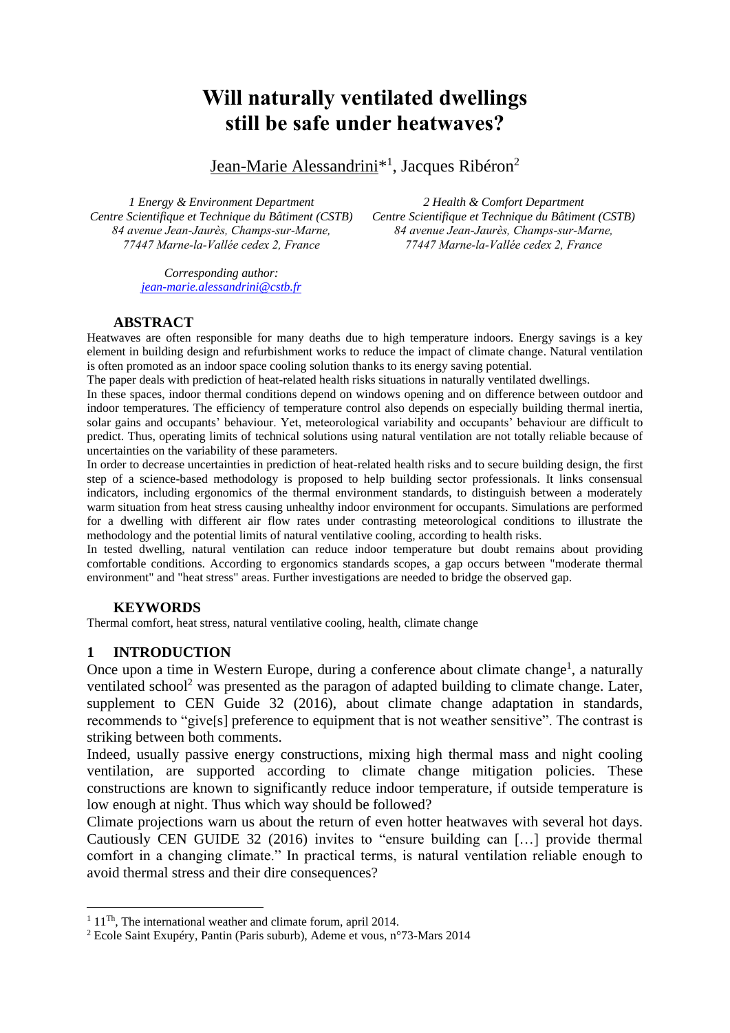# Will naturally ventilated dwellings still be safe under heatwaves?

Jean-Marie Alessandrini*[1], Jacques Ribéron[2]

*1 Energy & Environment Department*
*Centre Scientifique et Technique du Bâtiment (CSTB)*
*84 avenue Jean-Jaurès, Champs-sur-Marne,*
*77447 Marne-la-Vallée cedex 2, France*

*2 Health & Comfort Department*
*Centre Scientifique et Technique du Bâtiment (CSTB)*
*84 avenue Jean-Jaurès, Champs-sur-Marne,*
*77447 Marne-la-Vallée cedex 2, France*

*Corresponding author:*
*jean-marie.alessandrini@cstb.fr*

## ABSTRACT

Heatwaves are often responsible for many deaths due to high temperature indoors. Energy savings is a key element in building design and refurbishment works to reduce the impact of climate change. Natural ventilation is often promoted as an indoor space cooling solution thanks to its energy saving potential.

The paper deals with prediction of heat-related health risks situations in naturally ventilated dwellings.

In these spaces, indoor thermal conditions depend on windows opening and on difference between outdoor and indoor temperatures. The efficiency of temperature control also depends on especially building thermal inertia, solar gains and occupants' behaviour. Yet, meteorological variability and occupants' behaviour are difficult to predict. Thus, operating limits of technical solutions using natural ventilation are not totally reliable because of uncertainties on the variability of these parameters.

In order to decrease uncertainties in prediction of heat-related health risks and to secure building design, the first step of a science-based methodology is proposed to help building sector professionals. It links consensual indicators, including ergonomics of the thermal environment standards, to distinguish between a moderately warm situation from heat stress causing unhealthy indoor environment for occupants. Simulations are performed for a dwelling with different air flow rates under contrasting meteorological conditions to illustrate the methodology and the potential limits of natural ventilative cooling, according to health risks.

In tested dwelling, natural ventilation can reduce indoor temperature but doubt remains about providing comfortable conditions. According to ergonomics standards scopes, a gap occurs between "moderate thermal environment" and "heat stress" areas. Further investigations are needed to bridge the observed gap.

## KEYWORDS

Thermal comfort, heat stress, natural ventilative cooling, health, climate change

## 1 INTRODUCTION

Once upon a time in Western Europe, during a conference about climate change[1], a naturally ventilated school[2] was presented as the paragon of adapted building to climate change. Later, supplement to CEN Guide 32 (2016), about climate change adaptation in standards, recommends to "give[s] preference to equipment that is not weather sensitive". The contrast is striking between both comments.

Indeed, usually passive energy constructions, mixing high thermal mass and night cooling ventilation, are supported according to climate change mitigation policies. These constructions are known to significantly reduce indoor temperature, if outside temperature is low enough at night. Thus which way should be followed?

Climate projections warn us about the return of even hotter heatwaves with several hot days. Cautiously CEN GUIDE 32 (2016) invites to "ensure building can […] provide thermal comfort in a changing climate." In practical terms, is natural ventilation reliable enough to avoid thermal stress and their dire consequences?

---

[1] 11[Th], The international weather and climate forum, april 2014.

[2] Ecole Saint Exupéry, Pantin (Paris suburb), Ademe et vous, n°73-Mars 2014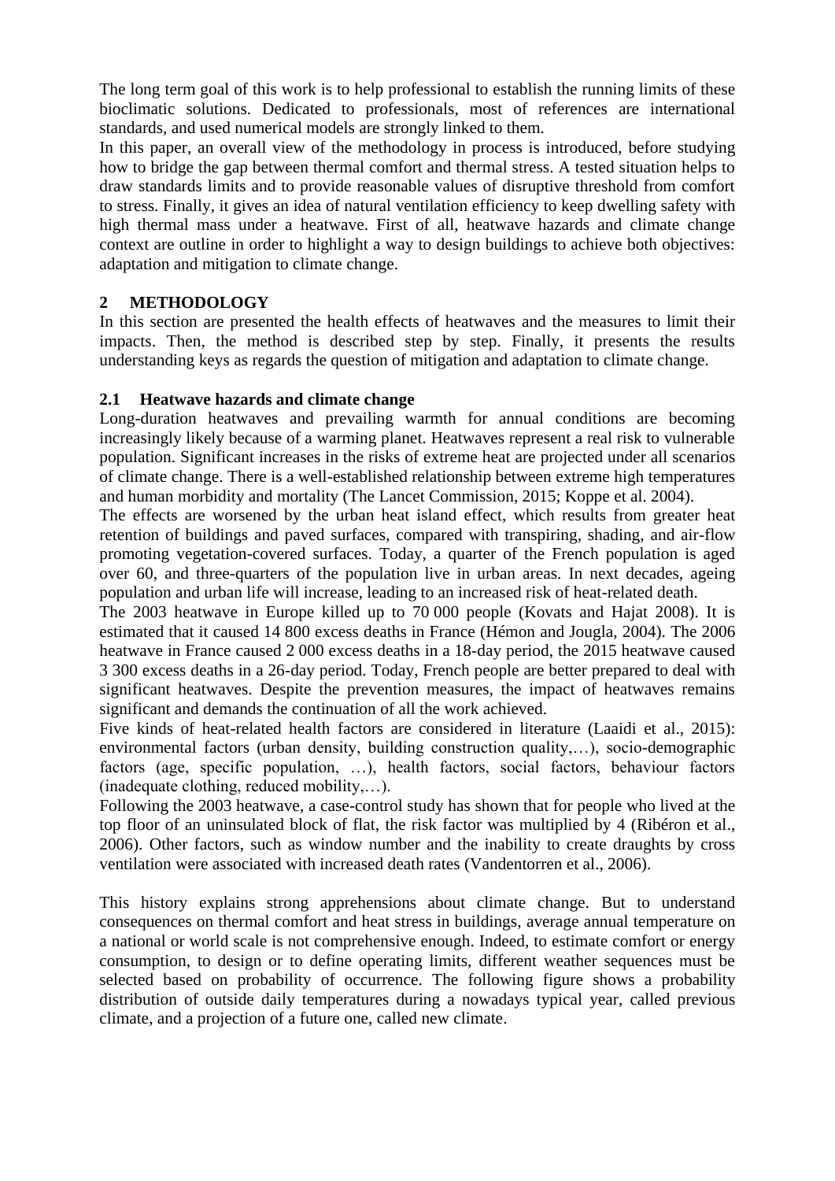The long term goal of this work is to help professional to establish the running limits of these bioclimatic solutions. Dedicated to professionals, most of references are international standards, and used numerical models are strongly linked to them.

In this paper, an overall view of the methodology in process is introduced, before studying how to bridge the gap between thermal comfort and thermal stress. A tested situation helps to draw standards limits and to provide reasonable values of disruptive threshold from comfort to stress. Finally, it gives an idea of natural ventilation efficiency to keep dwelling safety with high thermal mass under a heatwave. First of all, heatwave hazards and climate change context are outline in order to highlight a way to design buildings to achieve both objectives: adaptation and mitigation to climate change.

## 2 METHODOLOGY

In this section are presented the health effects of heatwaves and the measures to limit their impacts. Then, the method is described step by step. Finally, it presents the results understanding keys as regards the question of mitigation and adaptation to climate change.

### 2.1 Heatwave hazards and climate change

Long-duration heatwaves and prevailing warmth for annual conditions are becoming increasingly likely because of a warming planet. Heatwaves represent a real risk to vulnerable population. Significant increases in the risks of extreme heat are projected under all scenarios of climate change. There is a well-established relationship between extreme high temperatures and human morbidity and mortality (The Lancet Commission, 2015; Koppe et al. 2004).

The effects are worsened by the urban heat island effect, which results from greater heat retention of buildings and paved surfaces, compared with transpiring, shading, and air-flow promoting vegetation-covered surfaces. Today, a quarter of the French population is aged over 60, and three-quarters of the population live in urban areas. In next decades, ageing population and urban life will increase, leading to an increased risk of heat-related death.

The 2003 heatwave in Europe killed up to 70 000 people (Kovats and Hajat 2008). It is estimated that it caused 14 800 excess deaths in France (Hémon and Jougla, 2004). The 2006 heatwave in France caused 2 000 excess deaths in a 18-day period, the 2015 heatwave caused 3 300 excess deaths in a 26-day period. Today, French people are better prepared to deal with significant heatwaves. Despite the prevention measures, the impact of heatwaves remains significant and demands the continuation of all the work achieved.

Five kinds of heat-related health factors are considered in literature (Laaidi et al., 2015): environmental factors (urban density, building construction quality,…), socio-demographic factors (age, specific population, …), health factors, social factors, behaviour factors (inadequate clothing, reduced mobility,…).

Following the 2003 heatwave, a case-control study has shown that for people who lived at the top floor of an uninsulated block of flat, the risk factor was multiplied by 4 (Ribéron et al., 2006). Other factors, such as window number and the inability to create draughts by cross ventilation were associated with increased death rates (Vandentorren et al., 2006).

This history explains strong apprehensions about climate change. But to understand consequences on thermal comfort and heat stress in buildings, average annual temperature on a national or world scale is not comprehensive enough. Indeed, to estimate comfort or energy consumption, to design or to define operating limits, different weather sequences must be selected based on probability of occurrence. The following figure shows a probability distribution of outside daily temperatures during a nowadays typical year, called previous climate, and a projection of a future one, called new climate.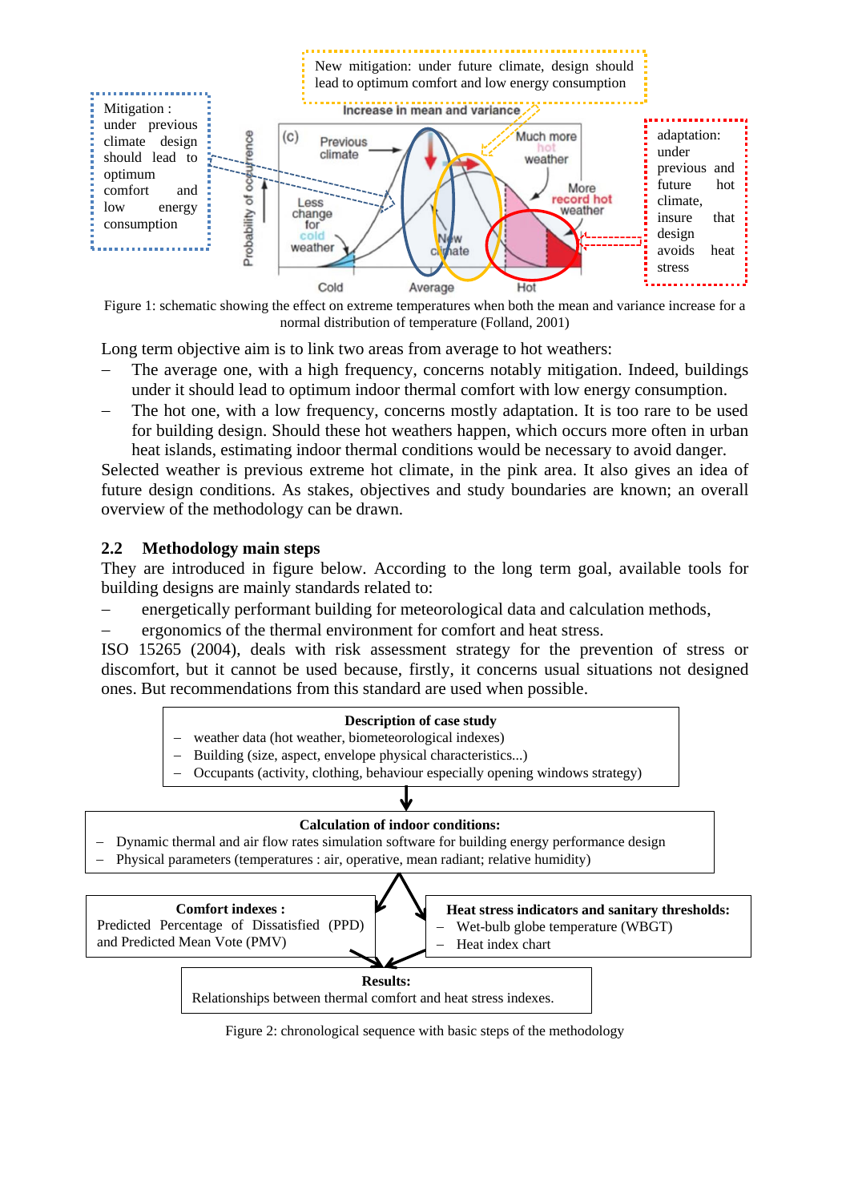Figure 1: schematic showing the effect on extreme temperatures when both the mean and variance increase for a normal distribution of temperature (Folland, 2001)

Long term objective aim is to link two areas from average to hot weathers:

- The average one, with a high frequency, concerns notably mitigation. Indeed, buildings under it should lead to optimum indoor thermal comfort with low energy consumption.
- The hot one, with a low frequency, concerns mostly adaptation. It is too rare to be used for building design. Should these hot weathers happen, which occurs more often in urban heat islands, estimating indoor thermal conditions would be necessary to avoid danger.

Selected weather is previous extreme hot climate, in the pink area. It also gives an idea of future design conditions. As stakes, objectives and study boundaries are known; an overall overview of the methodology can be drawn.

## 2.2 Methodology main steps

They are introduced in figure below. According to the long term goal, available tools for building designs are mainly standards related to:

- energetically performant building for meteorological data and calculation methods,
- ergonomics of the thermal environment for comfort and heat stress.

ISO 15265 (2004), deals with risk assessment strategy for the prevention of stress or discomfort, but it cannot be used because, firstly, it concerns usual situations not designed ones. But recommendations from this standard are used when possible.

**Description of case study**
- weather data (hot weather, biometeorological indexes)
- Building (size, aspect, envelope physical characteristics...)
- Occupants (activity, clothing, behaviour especially opening windows strategy)

**Calculation of indoor conditions:**
- Dynamic thermal and air flow rates simulation software for building energy performance design
- Physical parameters (temperatures : air, operative, mean radiant; relative humidity)

**Comfort indexes :**
Predicted Percentage of Dissatisfied (PPD) and Predicted Mean Vote (PMV)

**Heat stress indicators and sanitary thresholds:**
- Wet-bulb globe temperature (WBGT)
- Heat index chart

**Results:**
Relationships between thermal comfort and heat stress indexes.

Figure 2: chronological sequence with basic steps of the methodology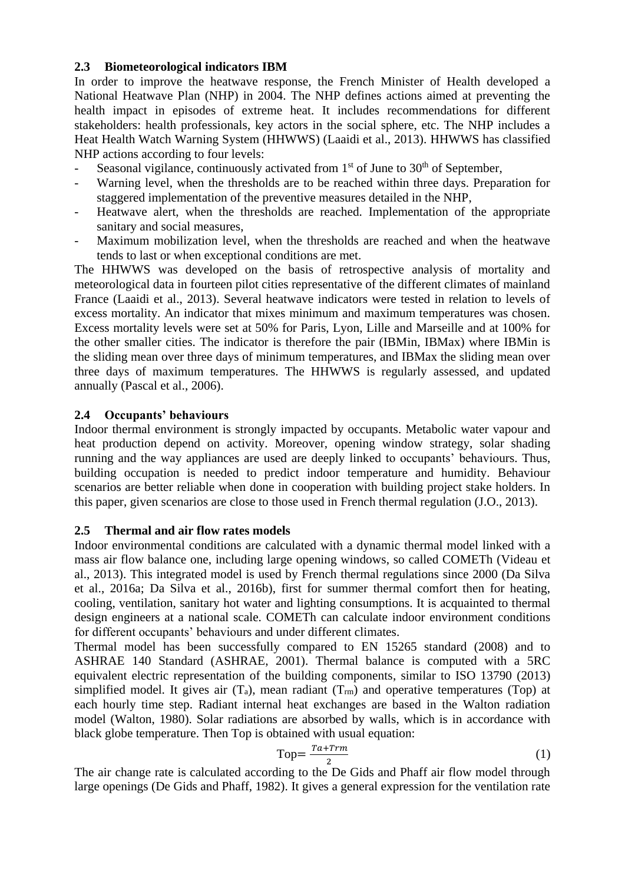## 2.3 Biometeorological indicators IBM

In order to improve the heatwave response, the French Minister of Health developed a National Heatwave Plan (NHP) in 2004. The NHP defines actions aimed at preventing the health impact in episodes of extreme heat. It includes recommendations for different stakeholders: health professionals, key actors in the social sphere, etc. The NHP includes a Heat Health Watch Warning System (HHWWS) (Laaidi et al., 2013). HHWWS has classified NHP actions according to four levels:

- Seasonal vigilance, continuously activated from 1st of June to 30th of September,
- Warning level, when the thresholds are to be reached within three days. Preparation for staggered implementation of the preventive measures detailed in the NHP,
- Heatwave alert, when the thresholds are reached. Implementation of the appropriate sanitary and social measures,
- Maximum mobilization level, when the thresholds are reached and when the heatwave tends to last or when exceptional conditions are met.

The HHWWS was developed on the basis of retrospective analysis of mortality and meteorological data in fourteen pilot cities representative of the different climates of mainland France (Laaidi et al., 2013). Several heatwave indicators were tested in relation to levels of excess mortality. An indicator that mixes minimum and maximum temperatures was chosen. Excess mortality levels were set at 50% for Paris, Lyon, Lille and Marseille and at 100% for the other smaller cities. The indicator is therefore the pair (IBMin, IBMax) where IBMin is the sliding mean over three days of minimum temperatures, and IBMax the sliding mean over three days of maximum temperatures. The HHWWS is regularly assessed, and updated annually (Pascal et al., 2006).

## 2.4 Occupants' behaviours

Indoor thermal environment is strongly impacted by occupants. Metabolic water vapour and heat production depend on activity. Moreover, opening window strategy, solar shading running and the way appliances are used are deeply linked to occupants' behaviours. Thus, building occupation is needed to predict indoor temperature and humidity. Behaviour scenarios are better reliable when done in cooperation with building project stake holders. In this paper, given scenarios are close to those used in French thermal regulation (J.O., 2013).

## 2.5 Thermal and air flow rates models

Indoor environmental conditions are calculated with a dynamic thermal model linked with a mass air flow balance one, including large opening windows, so called COMETh (Videau et al., 2013). This integrated model is used by French thermal regulations since 2000 (Da Silva et al., 2016a; Da Silva et al., 2016b), first for summer thermal comfort then for heating, cooling, ventilation, sanitary hot water and lighting consumptions. It is acquainted to thermal design engineers at a national scale. COMETh can calculate indoor environment conditions for different occupants' behaviours and under different climates.

Thermal model has been successfully compared to EN 15265 standard (2008) and to ASHRAE 140 Standard (ASHRAE, 2001). Thermal balance is computed with a 5RC equivalent electric representation of the building components, similar to ISO 13790 (2013) simplified model. It gives air ($T_a$), mean radiant ($T_{rm}$) and operative temperatures (Top) at each hourly time step. Radiant internal heat exchanges are based in the Walton radiation model (Walton, 1980). Solar radiations are absorbed by walls, which is in accordance with black globe temperature. Then Top is obtained with usual equation:

$$\text{Top} = \frac{Ta + Trm}{2} \tag{1}$$

The air change rate is calculated according to the De Gids and Phaff air flow model through large openings (De Gids and Phaff, 1982). It gives a general expression for the ventilation rate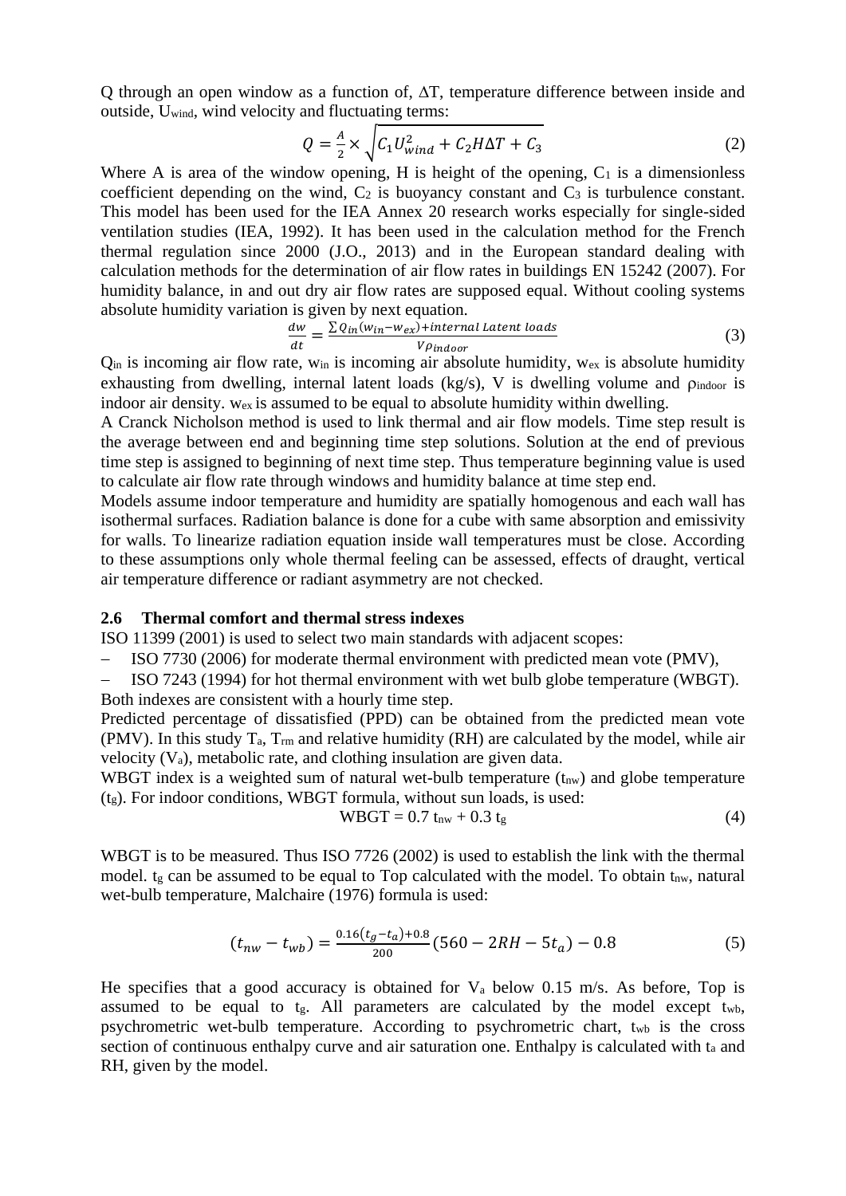Q through an open window as a function of, $\Delta T$, temperature difference between inside and outside, $U_{wind}$, wind velocity and fluctuating terms:

$$Q = \frac{A}{2} \times \sqrt{C_1 U_{wind}^2 + C_2 H \Delta T + C_3} \tag{2}$$

Where A is area of the window opening, H is height of the opening, $C_1$ is a dimensionless coefficient depending on the wind, $C_2$ is buoyancy constant and $C_3$ is turbulence constant. This model has been used for the IEA Annex 20 research works especially for single-sided ventilation studies (IEA, 1992). It has been used in the calculation method for the French thermal regulation since 2000 (J.O., 2013) and in the European standard dealing with calculation methods for the determination of air flow rates in buildings EN 15242 (2007). For humidity balance, in and out dry air flow rates are supposed equal. Without cooling systems absolute humidity variation is given by next equation.

$$\frac{dw}{dt} = \frac{\sum Q_{in}(w_{in} - w_{ex}) + internal\ Latent\ loads}{V \rho_{indoor}} \tag{3}$$

$Q_{in}$ is incoming air flow rate, $w_{in}$ is incoming air absolute humidity, $w_{ex}$ is absolute humidity exhausting from dwelling, internal latent loads (kg/s), V is dwelling volume and $\rho_{indoor}$ is indoor air density. $w_{ex}$ is assumed to be equal to absolute humidity within dwelling.

A Cranck Nicholson method is used to link thermal and air flow models. Time step result is the average between end and beginning time step solutions. Solution at the end of previous time step is assigned to beginning of next time step. Thus temperature beginning value is used to calculate air flow rate through windows and humidity balance at time step end.

Models assume indoor temperature and humidity are spatially homogenous and each wall has isothermal surfaces. Radiation balance is done for a cube with same absorption and emissivity for walls. To linearize radiation equation inside wall temperatures must be close. According to these assumptions only whole thermal feeling can be assessed, effects of draught, vertical air temperature difference or radiant asymmetry are not checked.

## 2.6 Thermal comfort and thermal stress indexes

ISO 11399 (2001) is used to select two main standards with adjacent scopes:

- ISO 7730 (2006) for moderate thermal environment with predicted mean vote (PMV),
- ISO 7243 (1994) for hot thermal environment with wet bulb globe temperature (WBGT).

Both indexes are consistent with a hourly time step.

Predicted percentage of dissatisfied (PPD) can be obtained from the predicted mean vote (PMV). In this study $T_a$, $T_{rm}$ and relative humidity (RH) are calculated by the model, while air velocity ($V_a$), metabolic rate, and clothing insulation are given data.

WBGT index is a weighted sum of natural wet-bulb temperature ($t_{nw}$) and globe temperature ($t_g$). For indoor conditions, WBGT formula, without sun loads, is used:

$$\text{WBGT} = 0.7\, t_{nw} + 0.3\, t_g \tag{4}$$

WBGT is to be measured. Thus ISO 7726 (2002) is used to establish the link with the thermal model. $t_g$ can be assumed to be equal to Top calculated with the model. To obtain $t_{nw}$, natural wet-bulb temperature, Malchaire (1976) formula is used:

$$(t_{nw} - t_{wb}) = \frac{0.16(t_g - t_a) + 0.8}{200}(560 - 2RH - 5t_a) - 0.8 \tag{5}$$

He specifies that a good accuracy is obtained for $V_a$ below 0.15 m/s. As before, Top is assumed to be equal to $t_g$. All parameters are calculated by the model except $t_{wb}$, psychrometric wet-bulb temperature. According to psychrometric chart, $t_{wb}$ is the cross section of continuous enthalpy curve and air saturation one. Enthalpy is calculated with $t_a$ and RH, given by the model.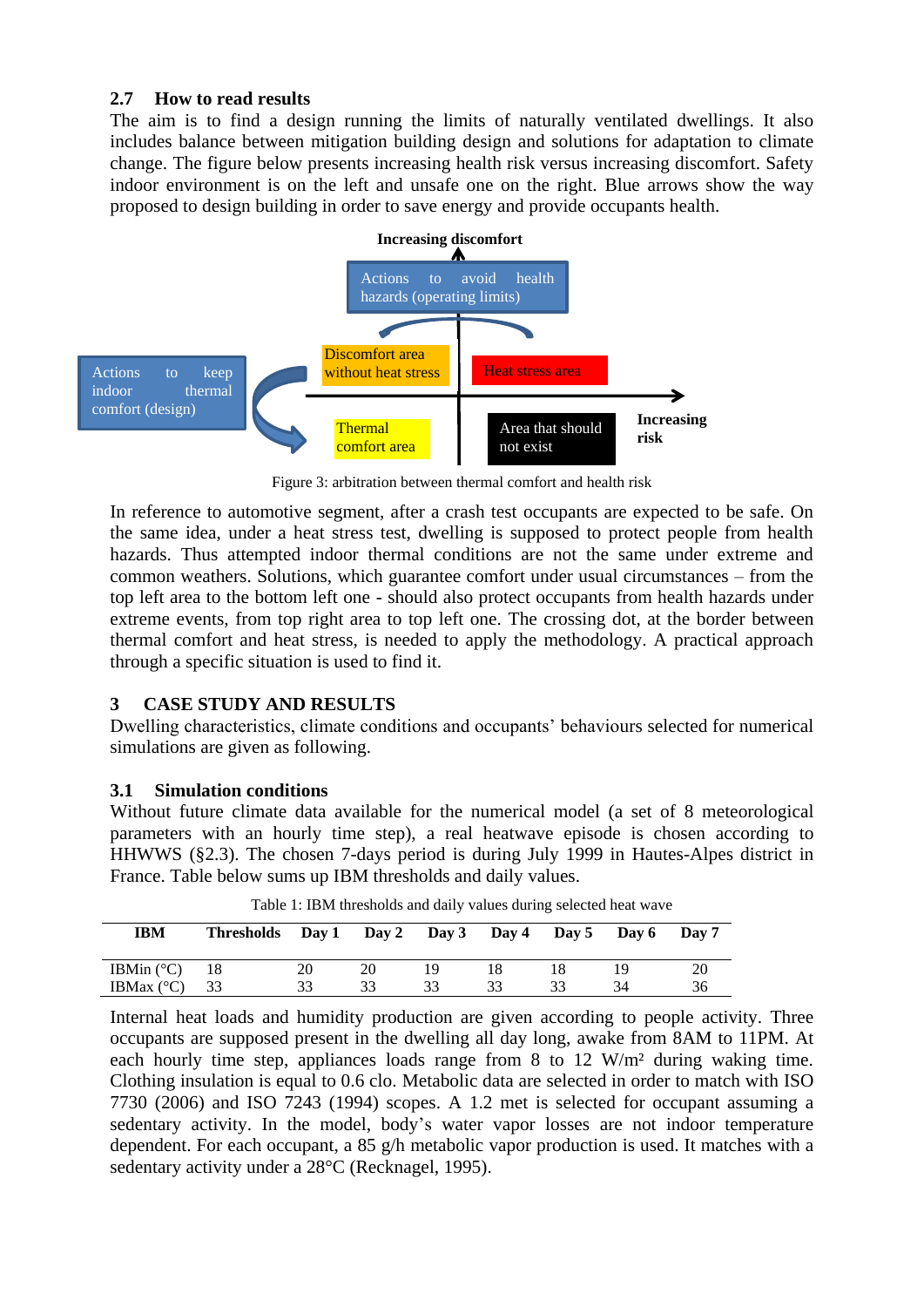## 2.7 How to read results

The aim is to find a design running the limits of naturally ventilated dwellings. It also includes balance between mitigation building design and solutions for adaptation to climate change. The figure below presents increasing health risk versus increasing discomfort. Safety indoor environment is on the left and unsafe one on the right. Blue arrows show the way proposed to design building in order to save energy and provide occupants health.

Increasing discomfort

Actions to avoid health hazards (operating limits)

Actions to keep indoor thermal comfort (design)

Discomfort area without heat stress

Heat stress area

Thermal comfort area

Area that should not exist

Increasing risk

Figure 3: arbitration between thermal comfort and health risk

In reference to automotive segment, after a crash test occupants are expected to be safe. On the same idea, under a heat stress test, dwelling is supposed to protect people from health hazards. Thus attempted indoor thermal conditions are not the same under extreme and common weathers. Solutions, which guarantee comfort under usual circumstances – from the top left area to the bottom left one - should also protect occupants from health hazards under extreme events, from top right area to top left one. The crossing dot, at the border between thermal comfort and heat stress, is needed to apply the methodology. A practical approach through a specific situation is used to find it.

# 3 CASE STUDY AND RESULTS

Dwelling characteristics, climate conditions and occupants' behaviours selected for numerical simulations are given as following.

## 3.1 Simulation conditions

Without future climate data available for the numerical model (a set of 8 meteorological parameters with an hourly time step), a real heatwave episode is chosen according to HHWWS (§2.3). The chosen 7-days period is during July 1999 in Hautes-Alpes district in France. Table below sums up IBM thresholds and daily values.

Table 1: IBM thresholds and daily values during selected heat wave

| IBM | Thresholds | Day 1 | Day 2 | Day 3 | Day 4 | Day 5 | Day 6 | Day 7 |
|---|---|---|---|---|---|---|---|---|
| IBMin (°C) | 18 | 20 | 20 | 19 | 18 | 18 | 19 | 20 |
| IBMax (°C) | 33 | 33 | 33 | 33 | 33 | 33 | 34 | 36 |

Internal heat loads and humidity production are given according to people activity. Three occupants are supposed present in the dwelling all day long, awake from 8AM to 11PM. At each hourly time step, appliances loads range from 8 to 12 W/m² during waking time. Clothing insulation is equal to 0.6 clo. Metabolic data are selected in order to match with ISO 7730 (2006) and ISO 7243 (1994) scopes. A 1.2 met is selected for occupant assuming a sedentary activity. In the model, body's water vapor losses are not indoor temperature dependent. For each occupant, a 85 g/h metabolic vapor production is used. It matches with a sedentary activity under a 28°C (Recknagel, 1995).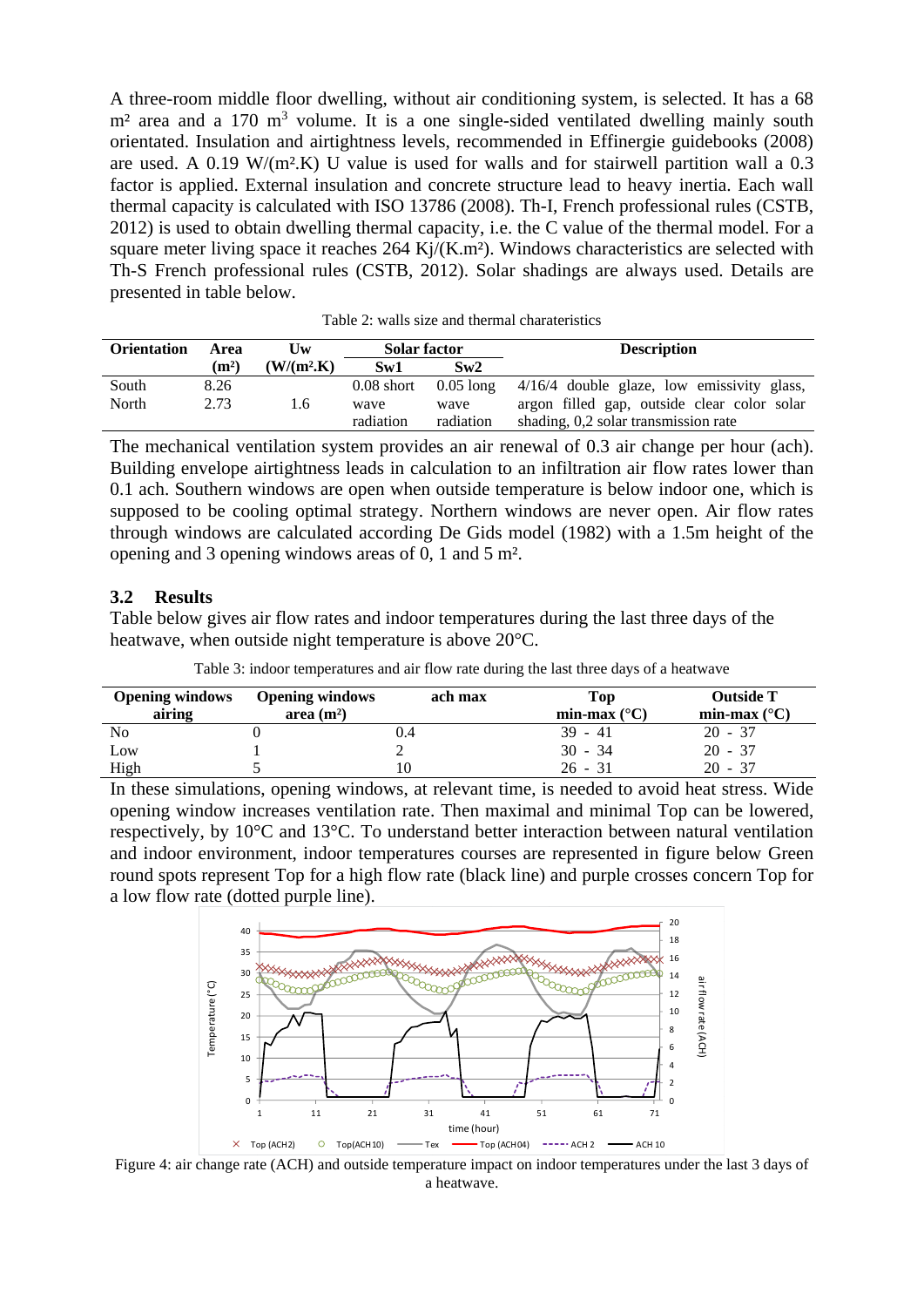A three-room middle floor dwelling, without air conditioning system, is selected. It has a 68 m² area and a 170 m³ volume. It is a one single-sided ventilated dwelling mainly south orientated. Insulation and airtightness levels, recommended in Effinergie guidebooks (2008) are used. A 0.19 W/(m².K) U value is used for walls and for stairwell partition wall a 0.3 factor is applied. External insulation and concrete structure lead to heavy inertia. Each wall thermal capacity is calculated with ISO 13786 (2008). Th-I, French professional rules (CSTB, 2012) is used to obtain dwelling thermal capacity, i.e. the C value of the thermal model. For a square meter living space it reaches 264 Kj/(K.m²). Windows characteristics are selected with Th-S French professional rules (CSTB, 2012). Solar shadings are always used. Details are presented in table below.

Table 2: walls size and thermal charateristics

| Orientation | Area (m²) | Uw (W/(m².K) | Solar factor | | Description |
|---|---|---|---|---|---|
| | | | Sw1 | Sw2 | |
| South | 8.26 | 1.6 | 0.08 short wave radiation | 0.05 long wave radiation | 4/16/4 double glaze, low emissivity glass, argon filled gap, outside clear color solar shading, 0,2 solar transmission rate |
| North | 2.73 | | | | |

The mechanical ventilation system provides an air renewal of 0.3 air change per hour (ach). Building envelope airtightness leads in calculation to an infiltration air flow rates lower than 0.1 ach. Southern windows are open when outside temperature is below indoor one, which is supposed to be cooling optimal strategy. Northern windows are never open. Air flow rates through windows are calculated according De Gids model (1982) with a 1.5m height of the opening and 3 opening windows areas of 0, 1 and 5 m².

## 3.2 Results

Table below gives air flow rates and indoor temperatures during the last three days of the heatwave, when outside night temperature is above 20°C.

Table 3: indoor temperatures and air flow rate during the last three days of a heatwave

| Opening windows airing | Opening windows area (m²) | ach max | Top min-max (°C) | Outside T min-max (°C) |
|---|---|---|---|---|
| No | 0 | 0.4 | 39 - 41 | 20 - 37 |
| Low | 1 | 2 | 30 - 34 | 20 - 37 |
| High | 5 | 10 | 26 - 31 | 20 - 37 |

In these simulations, opening windows, at relevant time, is needed to avoid heat stress. Wide opening window increases ventilation rate. Then maximal and minimal Top can be lowered, respectively, by 10°C and 13°C. To understand better interaction between natural ventilation and indoor environment, indoor temperatures courses are represented in figure below Green round spots represent Top for a high flow rate (black line) and purple crosses concern Top for a low flow rate (dotted purple line).

Figure 4: air change rate (ACH) and outside temperature impact on indoor temperatures under the last 3 days of a heatwave.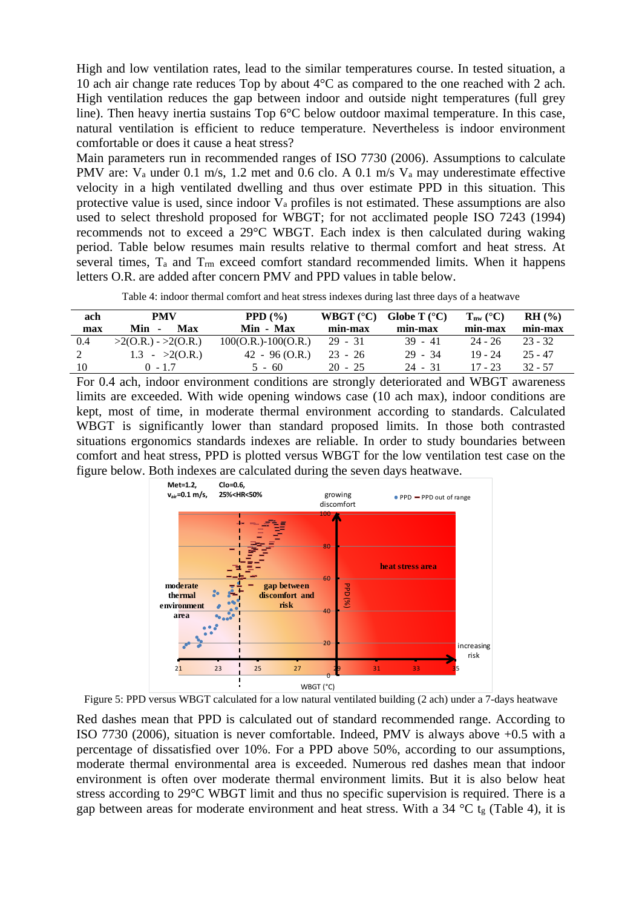High and low ventilation rates, lead to the similar temperatures course. In tested situation, a 10 ach air change rate reduces Top by about 4°C as compared to the one reached with 2 ach. High ventilation reduces the gap between indoor and outside night temperatures (full grey line). Then heavy inertia sustains Top 6°C below outdoor maximal temperature. In this case, natural ventilation is efficient to reduce temperature. Nevertheless is indoor environment comfortable or does it cause a heat stress?

Main parameters run in recommended ranges of ISO 7730 (2006). Assumptions to calculate PMV are: $V_a$ under 0.1 m/s, 1.2 met and 0.6 clo. A 0.1 m/s $V_a$ may underestimate effective velocity in a high ventilated dwelling and thus over estimate PPD in this situation. This protective value is used, since indoor $V_a$ profiles is not estimated. These assumptions are also used to select threshold proposed for WBGT; for not acclimated people ISO 7243 (1994) recommends not to exceed a 29°C WBGT. Each index is then calculated during waking period. Table below resumes main results relative to thermal comfort and heat stress. At several times, $T_a$ and $T_{rm}$ exceed comfort standard recommended limits. When it happens letters O.R. are added after concern PMV and PPD values in table below.

Table 4: indoor thermal comfort and heat stress indexes during last three days of a heatwave

| ach | PMV | PPD (%) | WBGT (°C) | Globe T (°C) | $T_{nw}$ (°C) | RH (%) |
|---|---|---|---|---|---|---|
| max | Min - Max | Min - Max | min-max | min-max | min-max | min-max |
| 0.4 | >2(O.R.) - >2(O.R.) | 100(O.R.)-100(O.R.) | 29 - 31 | 39 - 41 | 24 - 26 | 23 - 32 |
| 2 | 1.3 - >2(O.R.) | 42 - 96 (O.R.) | 23 - 26 | 29 - 34 | 19 - 24 | 25 - 47 |
| 10 | 0 - 1.7 | 5 - 60 | 20 - 25 | 24 - 31 | 17 - 23 | 32 - 57 |

For 0.4 ach, indoor environment conditions are strongly deteriorated and WBGT awareness limits are exceeded. With wide opening windows case (10 ach max), indoor conditions are kept, most of time, in moderate thermal environment according to standards. Calculated WBGT is significantly lower than standard proposed limits. In those both contrasted situations ergonomics standards indexes are reliable. In order to study boundaries between comfort and heat stress, PPD is plotted versus WBGT for the low ventilation test case on the figure below. Both indexes are calculated during the seven days heatwave.

Figure 5: PPD versus WBGT calculated for a low natural ventilated building (2 ach) under a 7-days heatwave

Red dashes mean that PPD is calculated out of standard recommended range. According to ISO 7730 (2006), situation is never comfortable. Indeed, PMV is always above +0.5 with a percentage of dissatisfied over 10%. For a PPD above 50%, according to our assumptions, moderate thermal environmental area is exceeded. Numerous red dashes mean that indoor environment is often over moderate thermal environment limits. But it is also below heat stress according to 29°C WBGT limit and thus no specific supervision is required. There is a gap between areas for moderate environment and heat stress. With a 34 °C $t_g$ (Table 4), it is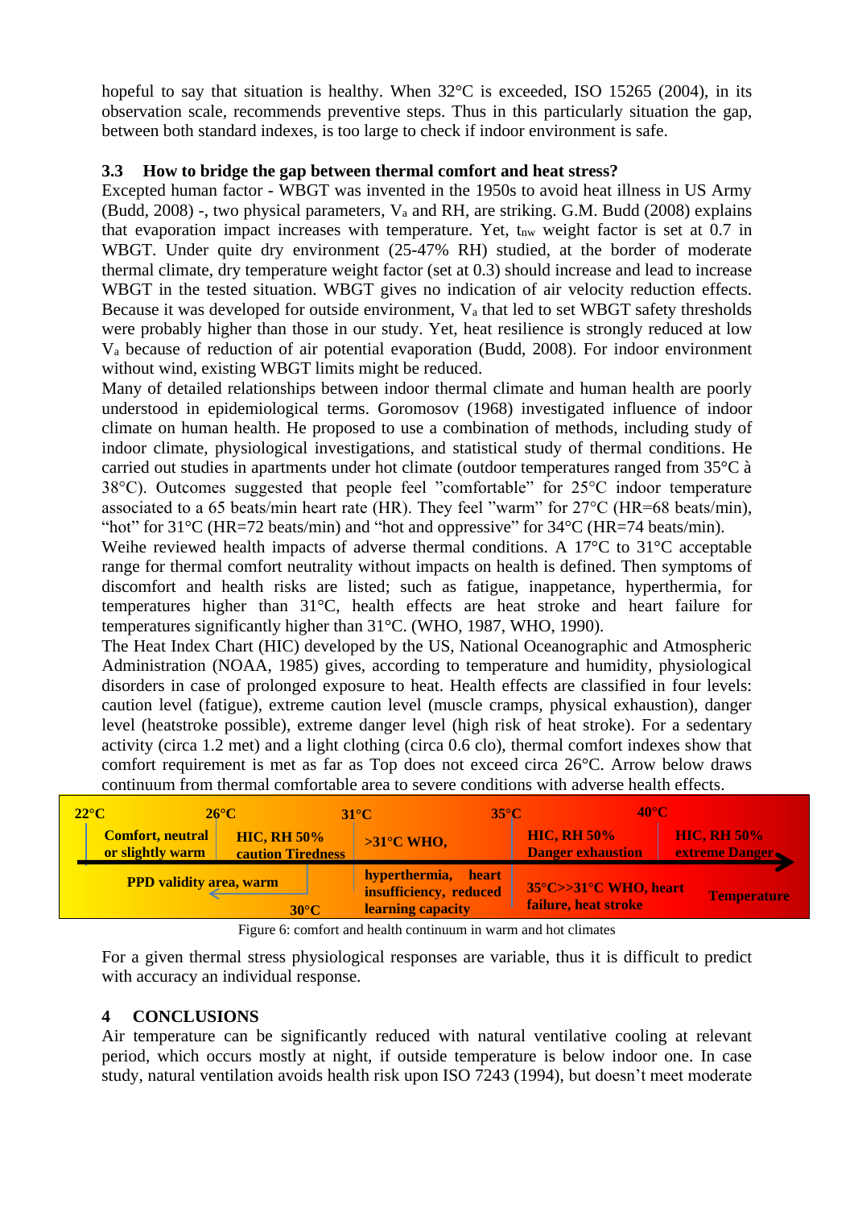hopeful to say that situation is healthy. When 32°C is exceeded, ISO 15265 (2004), in its observation scale, recommends preventive steps. Thus in this particularly situation the gap, between both standard indexes, is too large to check if indoor environment is safe.

### 3.3 How to bridge the gap between thermal comfort and heat stress?

Excepted human factor - WBGT was invented in the 1950s to avoid heat illness in US Army (Budd, 2008) -, two physical parameters, $V_a$ and RH, are striking. G.M. Budd (2008) explains that evaporation impact increases with temperature. Yet, $t_{nw}$ weight factor is set at 0.7 in WBGT. Under quite dry environment (25-47% RH) studied, at the border of moderate thermal climate, dry temperature weight factor (set at 0.3) should increase and lead to increase WBGT in the tested situation. WBGT gives no indication of air velocity reduction effects. Because it was developed for outside environment, $V_a$ that led to set WBGT safety thresholds were probably higher than those in our study. Yet, heat resilience is strongly reduced at low $V_a$ because of reduction of air potential evaporation (Budd, 2008). For indoor environment without wind, existing WBGT limits might be reduced.

Many of detailed relationships between indoor thermal climate and human health are poorly understood in epidemiological terms. Goromosov (1968) investigated influence of indoor climate on human health. He proposed to use a combination of methods, including study of indoor climate, physiological investigations, and statistical study of thermal conditions. He carried out studies in apartments under hot climate (outdoor temperatures ranged from 35°C à 38°C). Outcomes suggested that people feel "comfortable" for 25°C indoor temperature associated to a 65 beats/min heart rate (HR). They feel "warm" for 27°C (HR=68 beats/min), "hot" for 31°C (HR=72 beats/min) and "hot and oppressive" for 34°C (HR=74 beats/min).

Weihe reviewed health impacts of adverse thermal conditions. A 17°C to 31°C acceptable range for thermal comfort neutrality without impacts on health is defined. Then symptoms of discomfort and health risks are listed; such as fatigue, inappetance, hyperthermia, for temperatures higher than 31°C, health effects are heat stroke and heart failure for temperatures significantly higher than 31°C. (WHO, 1987, WHO, 1990).

The Heat Index Chart (HIC) developed by the US, National Oceanographic and Atmospheric Administration (NOAA, 1985) gives, according to temperature and humidity, physiological disorders in case of prolonged exposure to heat. Health effects are classified in four levels: caution level (fatigue), extreme caution level (muscle cramps, physical exhaustion), danger level (heatstroke possible), extreme danger level (high risk of heat stroke). For a sedentary activity (circa 1.2 met) and a light clothing (circa 0.6 clo), thermal comfort indexes show that comfort requirement is met as far as Top does not exceed circa 26°C. Arrow below draws continuum from thermal comfortable area to severe conditions with adverse health effects.

| 22°C | 26°C | 31°C | 35°C | 40°C |
|---|---|---|---|---|
| Comfort, neutral or slightly warm | HIC, RH 50% caution Tiredness | >31°C WHO, | HIC, RH 50% Danger exhaustion | HIC, RH 50% extreme Danger |
| PPD validity area, warm (30°C) | | hyperthermia, heart insufficiency, reduced learning capacity | 35°C>>31°C WHO, heart failure, heat stroke | Temperature |

Figure 6: comfort and health continuum in warm and hot climates

For a given thermal stress physiological responses are variable, thus it is difficult to predict with accuracy an individual response.

## 4 CONCLUSIONS

Air temperature can be significantly reduced with natural ventilative cooling at relevant period, which occurs mostly at night, if outside temperature is below indoor one. In case study, natural ventilation avoids health risk upon ISO 7243 (1994), but doesn't meet moderate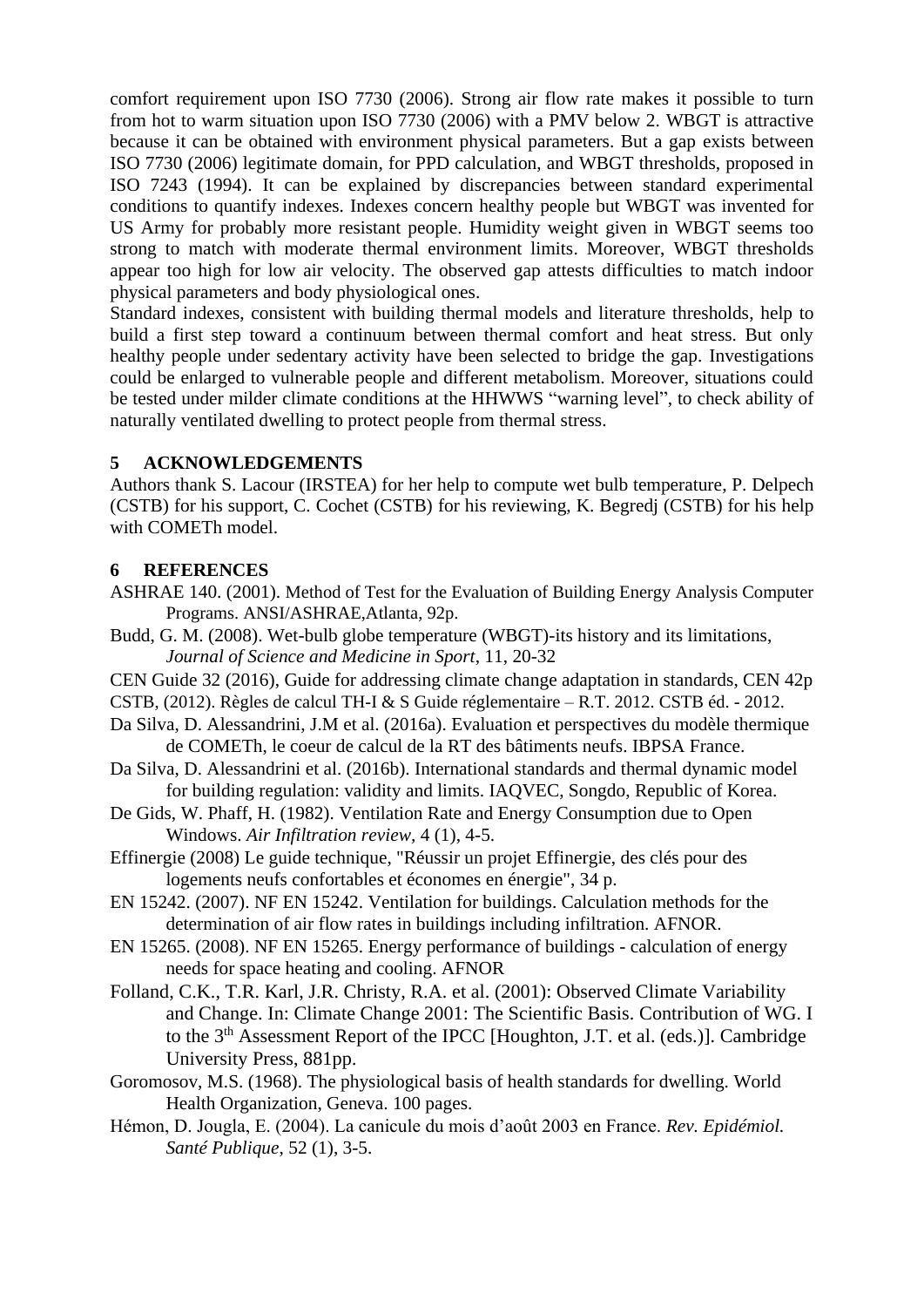comfort requirement upon ISO 7730 (2006). Strong air flow rate makes it possible to turn from hot to warm situation upon ISO 7730 (2006) with a PMV below 2. WBGT is attractive because it can be obtained with environment physical parameters. But a gap exists between ISO 7730 (2006) legitimate domain, for PPD calculation, and WBGT thresholds, proposed in ISO 7243 (1994). It can be explained by discrepancies between standard experimental conditions to quantify indexes. Indexes concern healthy people but WBGT was invented for US Army for probably more resistant people. Humidity weight given in WBGT seems too strong to match with moderate thermal environment limits. Moreover, WBGT thresholds appear too high for low air velocity. The observed gap attests difficulties to match indoor physical parameters and body physiological ones.

Standard indexes, consistent with building thermal models and literature thresholds, help to build a first step toward a continuum between thermal comfort and heat stress. But only healthy people under sedentary activity have been selected to bridge the gap. Investigations could be enlarged to vulnerable people and different metabolism. Moreover, situations could be tested under milder climate conditions at the HHWWS "warning level", to check ability of naturally ventilated dwelling to protect people from thermal stress.

## 5 ACKNOWLEDGEMENTS

Authors thank S. Lacour (IRSTEA) for her help to compute wet bulb temperature, P. Delpech (CSTB) for his support, C. Cochet (CSTB) for his reviewing, K. Begredj (CSTB) for his help with COMETh model.

## 6 REFERENCES

ASHRAE 140. (2001). Method of Test for the Evaluation of Building Energy Analysis Computer Programs. ANSI/ASHRAE,Atlanta, 92p.

Budd, G. M. (2008). Wet-bulb globe temperature (WBGT)-its history and its limitations, *Journal of Science and Medicine in Sport*, 11, 20-32

CEN Guide 32 (2016), Guide for addressing climate change adaptation in standards, CEN 42p

CSTB, (2012). Règles de calcul TH-I & S Guide réglementaire – R.T. 2012. CSTB éd. - 2012.

Da Silva, D. Alessandrini, J.M et al. (2016a). Evaluation et perspectives du modèle thermique de COMETh, le coeur de calcul de la RT des bâtiments neufs. IBPSA France.

Da Silva, D. Alessandrini et al. (2016b). International standards and thermal dynamic model for building regulation: validity and limits. IAQVEC, Songdo, Republic of Korea.

De Gids, W. Phaff, H. (1982). Ventilation Rate and Energy Consumption due to Open Windows. *Air Infiltration review*, 4 (1), 4-5.

Effinergie (2008) Le guide technique, "Réussir un projet Effinergie, des clés pour des logements neufs confortables et économes en énergie", 34 p.

EN 15242. (2007). NF EN 15242. Ventilation for buildings. Calculation methods for the determination of air flow rates in buildings including infiltration. AFNOR.

EN 15265. (2008). NF EN 15265. Energy performance of buildings - calculation of energy needs for space heating and cooling. AFNOR

Folland, C.K., T.R. Karl, J.R. Christy, R.A. et al. (2001): Observed Climate Variability and Change. In: Climate Change 2001: The Scientific Basis. Contribution of WG. I to the 3th Assessment Report of the IPCC [Houghton, J.T. et al. (eds.)]. Cambridge University Press, 881pp.

Goromosov, M.S. (1968). The physiological basis of health standards for dwelling. World Health Organization, Geneva. 100 pages.

Hémon, D. Jougla, E. (2004). La canicule du mois d'août 2003 en France. *Rev. Epidémiol. Santé Publique*, 52 (1), 3-5.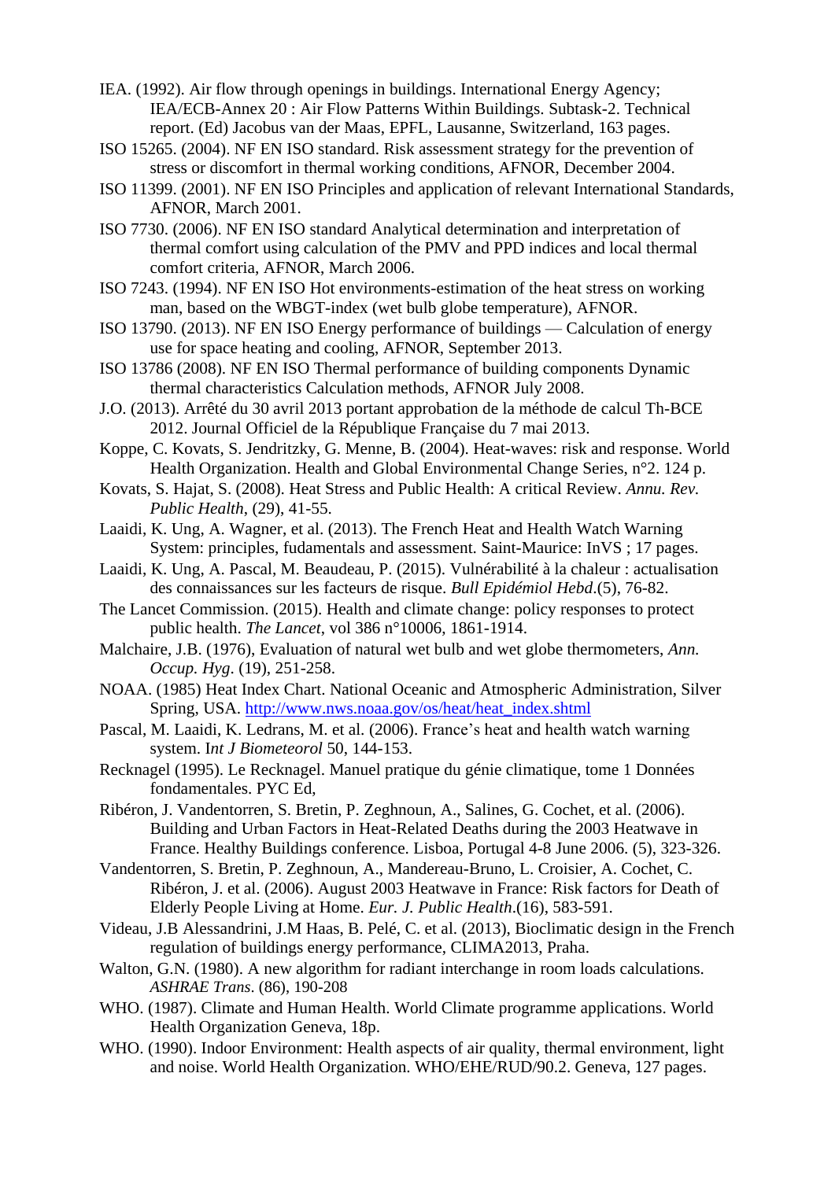IEA. (1992). Air flow through openings in buildings. International Energy Agency; IEA/ECB-Annex 20 : Air Flow Patterns Within Buildings. Subtask-2. Technical report. (Ed) Jacobus van der Maas, EPFL, Lausanne, Switzerland, 163 pages.

ISO 15265. (2004). NF EN ISO standard. Risk assessment strategy for the prevention of stress or discomfort in thermal working conditions, AFNOR, December 2004.

ISO 11399. (2001). NF EN ISO Principles and application of relevant International Standards, AFNOR, March 2001.

ISO 7730. (2006). NF EN ISO standard Analytical determination and interpretation of thermal comfort using calculation of the PMV and PPD indices and local thermal comfort criteria, AFNOR, March 2006.

ISO 7243. (1994). NF EN ISO Hot environments-estimation of the heat stress on working man, based on the WBGT-index (wet bulb globe temperature), AFNOR.

ISO 13790. (2013). NF EN ISO Energy performance of buildings — Calculation of energy use for space heating and cooling, AFNOR, September 2013.

ISO 13786 (2008). NF EN ISO Thermal performance of building components Dynamic thermal characteristics Calculation methods, AFNOR July 2008.

J.O. (2013). Arrêté du 30 avril 2013 portant approbation de la méthode de calcul Th-BCE 2012. Journal Officiel de la République Française du 7 mai 2013.

Koppe, C. Kovats, S. Jendritzky, G. Menne, B. (2004). Heat-waves: risk and response. World Health Organization. Health and Global Environmental Change Series, n°2. 124 p.

Kovats, S. Hajat, S. (2008). Heat Stress and Public Health: A critical Review. *Annu. Rev. Public Health*, (29), 41-55.

Laaidi, K. Ung, A. Wagner, et al. (2013). The French Heat and Health Watch Warning System: principles, fudamentals and assessment. Saint-Maurice: InVS ; 17 pages.

Laaidi, K. Ung, A. Pascal, M. Beaudeau, P. (2015). Vulnérabilité à la chaleur : actualisation des connaissances sur les facteurs de risque. *Bull Epidémiol Hebd*.(5), 76-82.

The Lancet Commission. (2015). Health and climate change: policy responses to protect public health. *The Lancet*, vol 386 n°10006, 1861-1914.

Malchaire, J.B. (1976), Evaluation of natural wet bulb and wet globe thermometers, *Ann. Occup. Hyg*. (19), 251-258.

NOAA. (1985) Heat Index Chart. National Oceanic and Atmospheric Administration, Silver Spring, USA. http://www.nws.noaa.gov/os/heat/heat_index.shtml

Pascal, M. Laaidi, K. Ledrans, M. et al. (2006). France's heat and health watch warning system. I*nt J Biometeorol* 50, 144-153.

Recknagel (1995). Le Recknagel. Manuel pratique du génie climatique, tome 1 Données fondamentales. PYC Ed,

Ribéron, J. Vandentorren, S. Bretin, P. Zeghnoun, A., Salines, G. Cochet, et al. (2006). Building and Urban Factors in Heat-Related Deaths during the 2003 Heatwave in France. Healthy Buildings conference. Lisboa, Portugal 4-8 June 2006. (5), 323-326.

Vandentorren, S. Bretin, P. Zeghnoun, A., Mandereau-Bruno, L. Croisier, A. Cochet, C. Ribéron, J. et al. (2006). August 2003 Heatwave in France: Risk factors for Death of Elderly People Living at Home. *Eur. J. Public Health*.(16), 583-591.

Videau, J.B Alessandrini, J.M Haas, B. Pelé, C. et al. (2013), Bioclimatic design in the French regulation of buildings energy performance, CLIMA2013, Praha.

Walton, G.N. (1980). A new algorithm for radiant interchange in room loads calculations. *ASHRAE Trans*. (86), 190-208

WHO. (1987). Climate and Human Health. World Climate programme applications. World Health Organization Geneva, 18p.

WHO. (1990). Indoor Environment: Health aspects of air quality, thermal environment, light and noise. World Health Organization. WHO/EHE/RUD/90.2. Geneva, 127 pages.